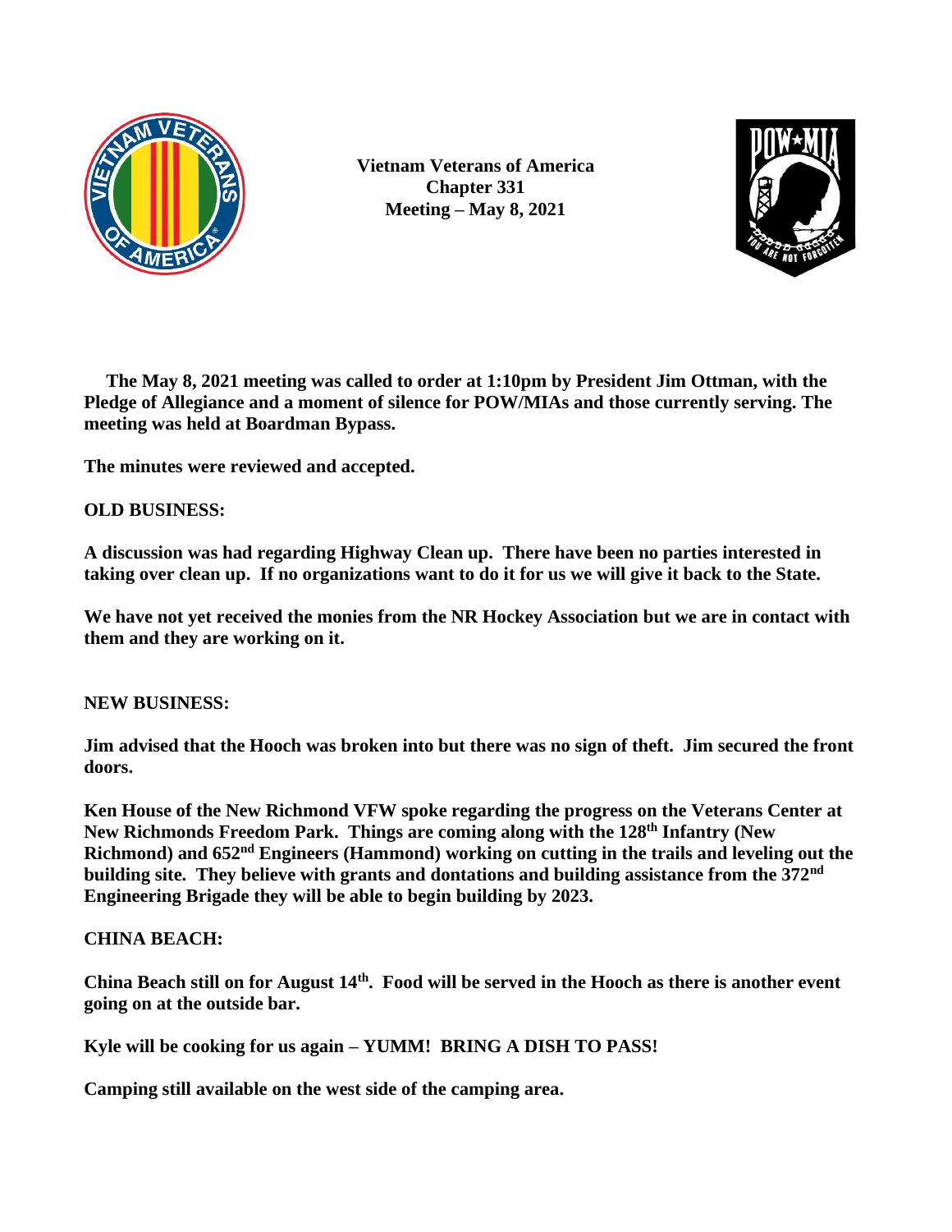**Vietnam Veterans of America**
**Chapter 331**
**Meeting – May 8, 2021**

**The May 8, 2021 meeting was called to order at 1:10pm by President Jim Ottman, with the Pledge of Allegiance and a moment of silence for POW/MIAs and those currently serving. The meeting was held at Boardman Bypass.**

**The minutes were reviewed and accepted.**

**OLD BUSINESS:**

**A discussion was had regarding Highway Clean up. There have been no parties interested in taking over clean up. If no organizations want to do it for us we will give it back to the State.**

**We have not yet received the monies from the NR Hockey Association but we are in contact with them and they are working on it.**

**NEW BUSINESS:**

**Jim advised that the Hooch was broken into but there was no sign of theft. Jim secured the front doors.**

**Ken House of the New Richmond VFW spoke regarding the progress on the Veterans Center at New Richmonds Freedom Park. Things are coming along with the 128th Infantry (New Richmond) and 652nd Engineers (Hammond) working on cutting in the trails and leveling out the building site. They believe with grants and dontations and building assistance from the 372nd Engineering Brigade they will be able to begin building by 2023.**

**CHINA BEACH:**

**China Beach still on for August 14th. Food will be served in the Hooch as there is another event going on at the outside bar.**

**Kyle will be cooking for us again – YUMM! BRING A DISH TO PASS!**

**Camping still available on the west side of the camping area.**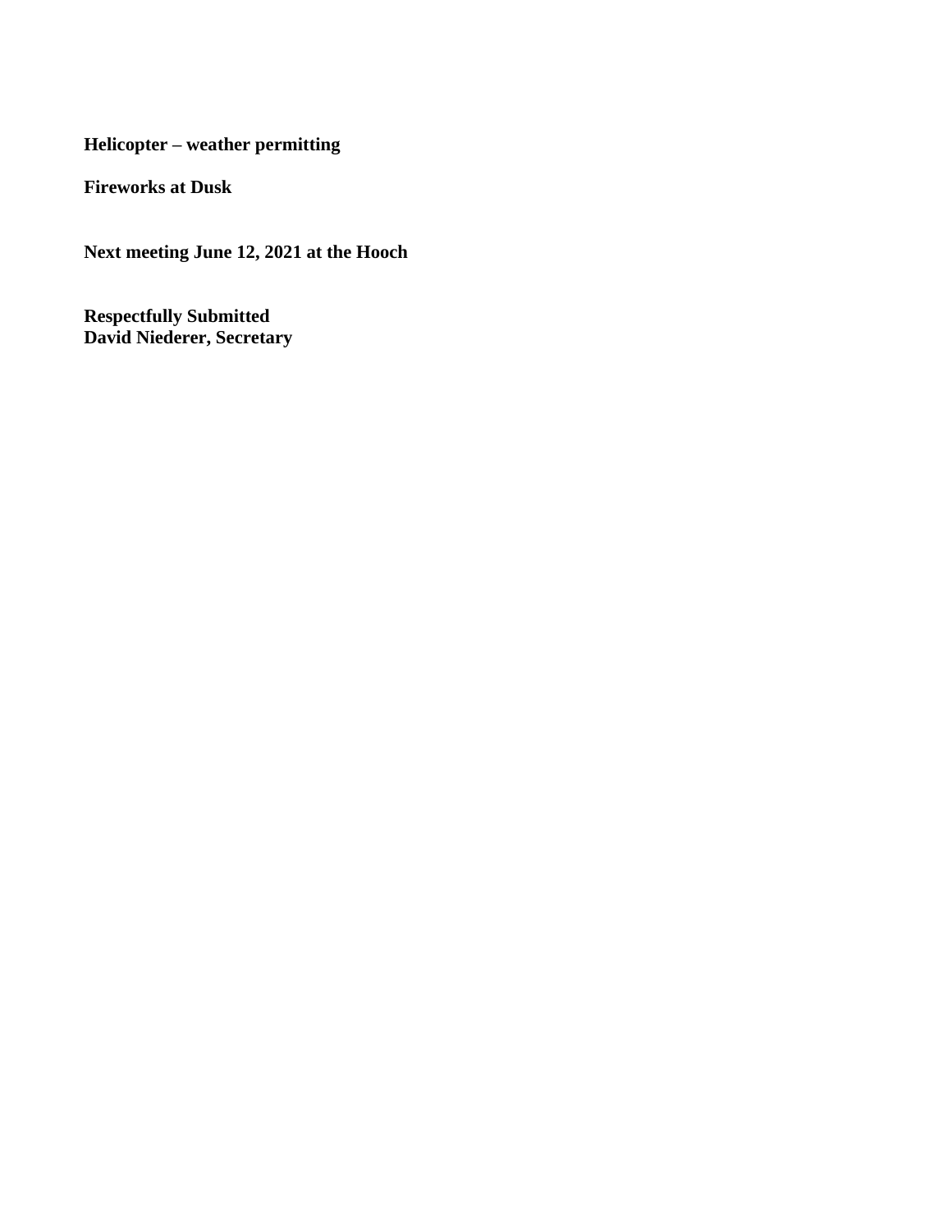**Helicopter – weather permitting**

**Fireworks at Dusk**

**Next meeting June 12, 2021 at the Hooch**

**Respectfully Submitted**
**David Niederer, Secretary**